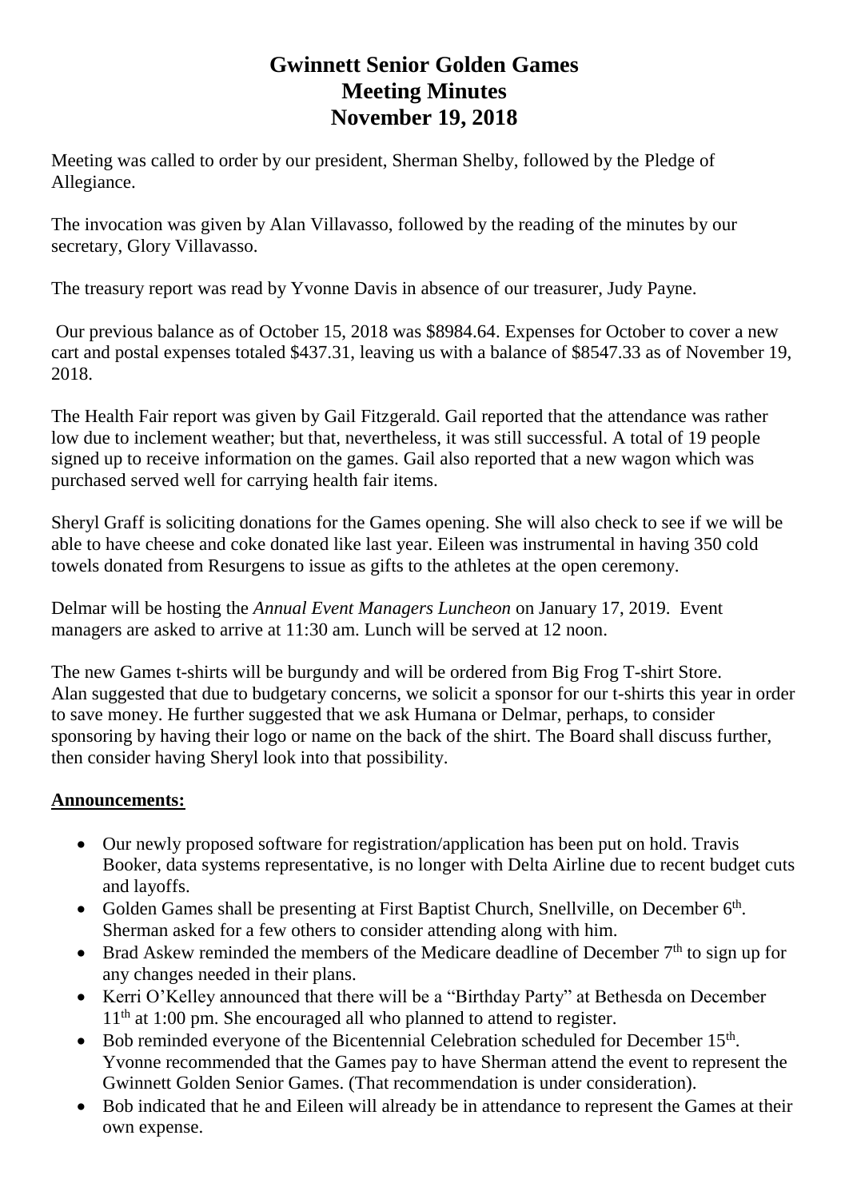# Gwinnett Senior Golden Games
# Meeting Minutes
# November 19, 2018

Meeting was called to order by our president, Sherman Shelby, followed by the Pledge of Allegiance.

The invocation was given by Alan Villavasso, followed by the reading of the minutes by our secretary, Glory Villavasso.

The treasury report was read by Yvonne Davis in absence of our treasurer, Judy Payne.

Our previous balance as of October 15, 2018 was $8984.64. Expenses for October to cover a new cart and postal expenses totaled $437.31, leaving us with a balance of $8547.33 as of November 19, 2018.

The Health Fair report was given by Gail Fitzgerald. Gail reported that the attendance was rather low due to inclement weather; but that, nevertheless, it was still successful. A total of 19 people signed up to receive information on the games. Gail also reported that a new wagon which was purchased served well for carrying health fair items.

Sheryl Graff is soliciting donations for the Games opening. She will also check to see if we will be able to have cheese and coke donated like last year. Eileen was instrumental in having 350 cold towels donated from Resurgens to issue as gifts to the athletes at the open ceremony.

Delmar will be hosting the *Annual Event Managers Luncheon* on January 17, 2019. Event managers are asked to arrive at 11:30 am. Lunch will be served at 12 noon.

The new Games t-shirts will be burgundy and will be ordered from Big Frog T-shirt Store. Alan suggested that due to budgetary concerns, we solicit a sponsor for our t-shirts this year in order to save money. He further suggested that we ask Humana or Delmar, perhaps, to consider sponsoring by having their logo or name on the back of the shirt. The Board shall discuss further, then consider having Sheryl look into that possibility.

**Announcements:**

- Our newly proposed software for registration/application has been put on hold. Travis Booker, data systems representative, is no longer with Delta Airline due to recent budget cuts and layoffs.
- Golden Games shall be presenting at First Baptist Church, Snellville, on December 6th. Sherman asked for a few others to consider attending along with him.
- Brad Askew reminded the members of the Medicare deadline of December 7th to sign up for any changes needed in their plans.
- Kerri O'Kelley announced that there will be a "Birthday Party" at Bethesda on December 11th at 1:00 pm. She encouraged all who planned to attend to register.
- Bob reminded everyone of the Bicentennial Celebration scheduled for December 15th. Yvonne recommended that the Games pay to have Sherman attend the event to represent the Gwinnett Golden Senior Games. (That recommendation is under consideration).
- Bob indicated that he and Eileen will already be in attendance to represent the Games at their own expense.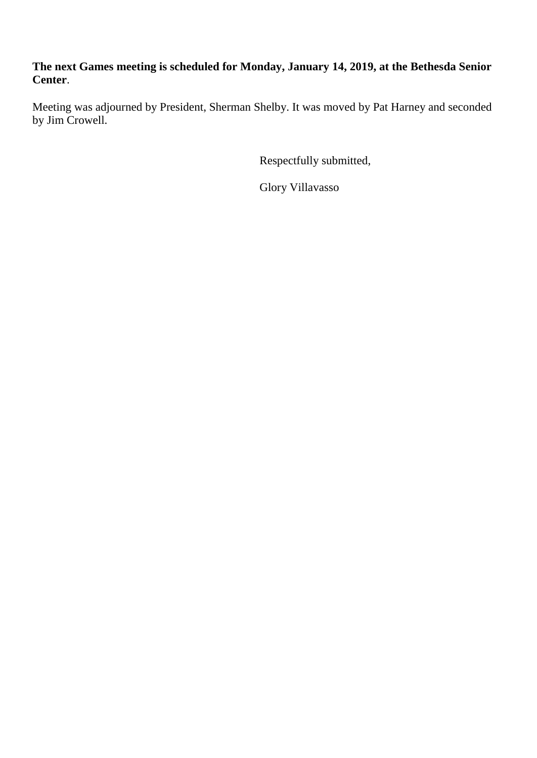**The next Games meeting is scheduled for Monday, January 14, 2019, at the Bethesda Senior Center**.

Meeting was adjourned by President, Sherman Shelby. It was moved by Pat Harney and seconded by Jim Crowell.

Respectfully submitted,

Glory Villavasso